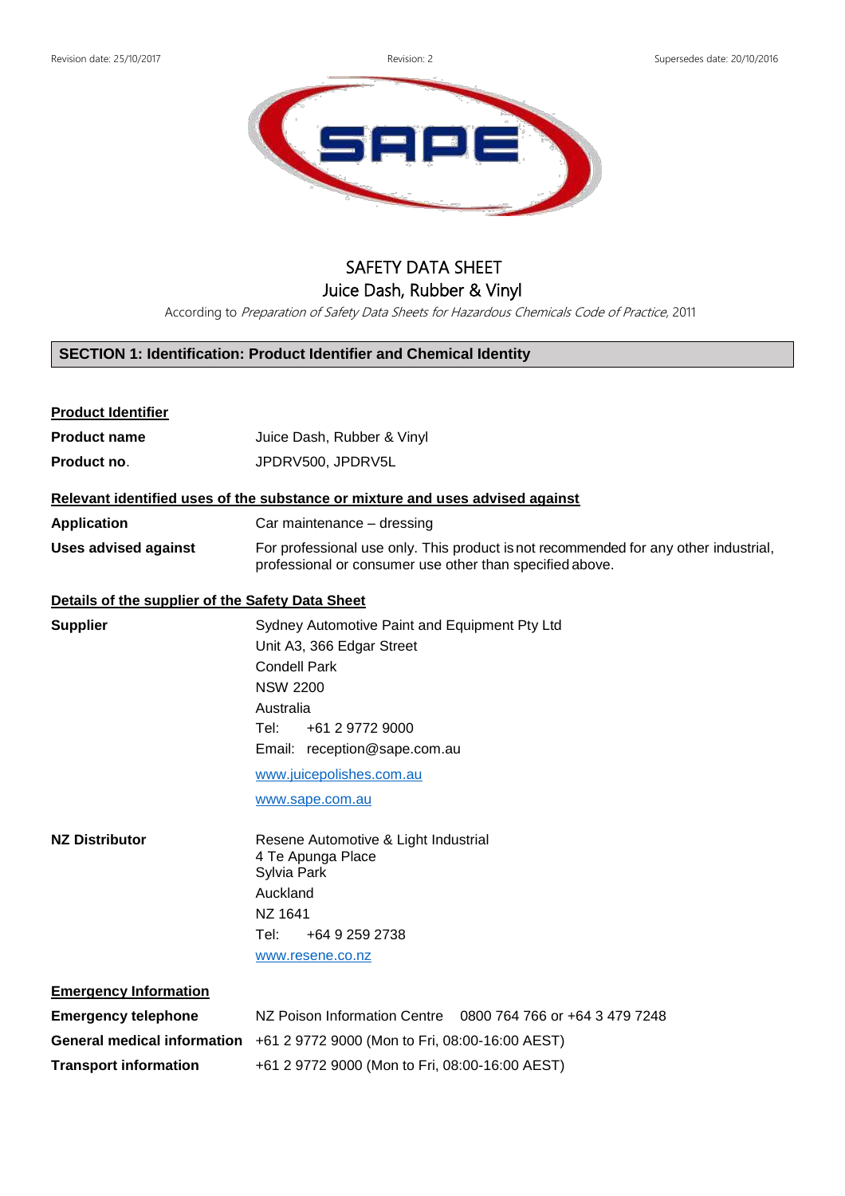Revision date: 25/10/2017 Revision: 2 Supersedes date: 20/10/2016

# SAFETY DATA SHEET
## Juice Dash, Rubber & Vinyl

According to *Preparation of Safety Data Sheets for Hazardous Chemicals Code of Practice*, 2011

## SECTION 1: Identification: Product Identifier and Chemical Identity

**Product Identifier**

| | |
|---|---|
| **Product name** | Juice Dash, Rubber & Vinyl |
| **Product no**. | JPDRV500, JPDRV5L |

**Relevant identified uses of the substance or mixture and uses advised against**

| | |
|---|---|
| **Application** | Car maintenance – dressing |
| **Uses advised against** | For professional use only. This product is not recommended for any other industrial, professional or consumer use other than specified above. |

**Details of the supplier of the Safety Data Sheet**

**Supplier**

Sydney Automotive Paint and Equipment Pty Ltd
Unit A3, 366 Edgar Street
Condell Park
NSW 2200
Australia
Tel: +61 2 9772 9000
Email: reception@sape.com.au
www.juicepolishes.com.au
www.sape.com.au

**NZ Distributor**

Resene Automotive & Light Industrial
4 Te Apunga Place
Sylvia Park
Auckland
NZ 1641
Tel: +64 9 259 2738
www.resene.co.nz

**Emergency Information**

| | |
|---|---|
| **Emergency telephone** | NZ Poison Information Centre 0800 764 766 or +64 3 479 7248 |
| **General medical information** | +61 2 9772 9000 (Mon to Fri, 08:00-16:00 AEST) |
| **Transport information** | +61 2 9772 9000 (Mon to Fri, 08:00-16:00 AEST) |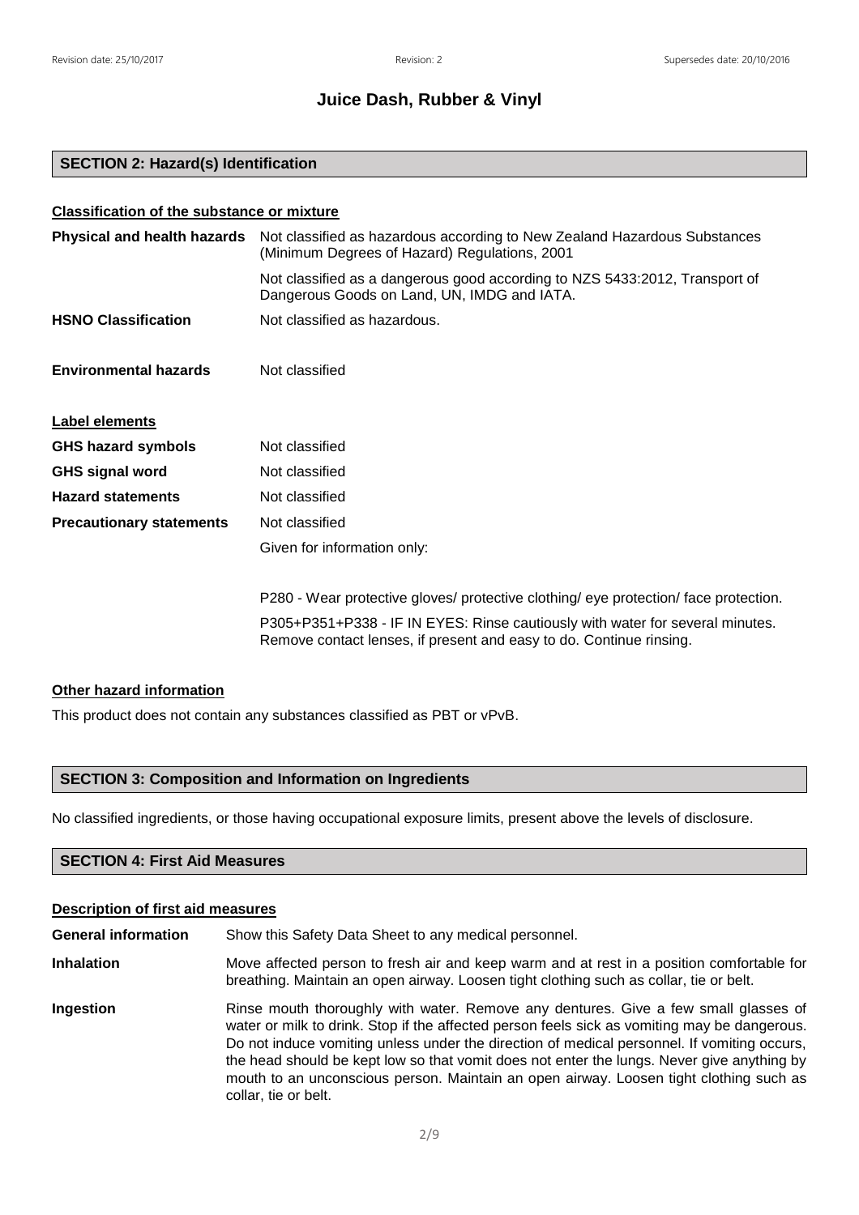# Juice Dash, Rubber & Vinyl

## SECTION 2: Hazard(s) Identification

### Classification of the substance or mixture

**Physical and health hazards** Not classified as hazardous according to New Zealand Hazardous Substances (Minimum Degrees of Hazard) Regulations, 2001

Not classified as a dangerous good according to NZS 5433:2012, Transport of Dangerous Goods on Land, UN, IMDG and IATA.

**HSNO Classification** Not classified as hazardous.

**Environmental hazards** Not classified

### Label elements

**GHS hazard symbols** Not classified

**GHS signal word** Not classified

**Hazard statements** Not classified

**Precautionary statements** Not classified

Given for information only:

P280 - Wear protective gloves/ protective clothing/ eye protection/ face protection.

P305+P351+P338 - IF IN EYES: Rinse cautiously with water for several minutes. Remove contact lenses, if present and easy to do. Continue rinsing.

### Other hazard information

This product does not contain any substances classified as PBT or vPvB.

## SECTION 3: Composition and Information on Ingredients

No classified ingredients, or those having occupational exposure limits, present above the levels of disclosure.

## SECTION 4: First Aid Measures

### Description of first aid measures

**General information** Show this Safety Data Sheet to any medical personnel.

**Inhalation** Move affected person to fresh air and keep warm and at rest in a position comfortable for breathing. Maintain an open airway. Loosen tight clothing such as collar, tie or belt.

**Ingestion** Rinse mouth thoroughly with water. Remove any dentures. Give a few small glasses of water or milk to drink. Stop if the affected person feels sick as vomiting may be dangerous. Do not induce vomiting unless under the direction of medical personnel. If vomiting occurs, the head should be kept low so that vomit does not enter the lungs. Never give anything by mouth to an unconscious person. Maintain an open airway. Loosen tight clothing such as collar, tie or belt.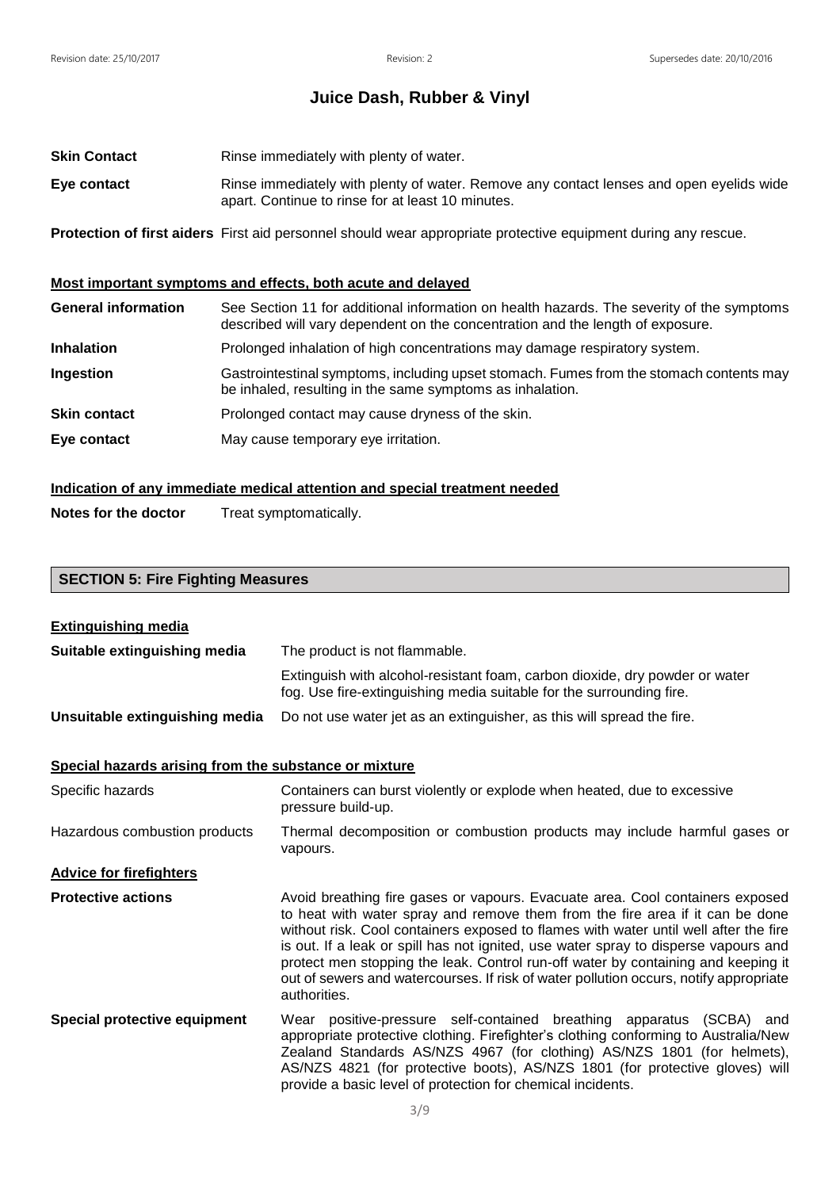# Juice Dash, Rubber & Vinyl

**Skin Contact** Rinse immediately with plenty of water.

**Eye contact** Rinse immediately with plenty of water. Remove any contact lenses and open eyelids wide apart. Continue to rinse for at least 10 minutes.

**Protection of first aiders** First aid personnel should wear appropriate protective equipment during any rescue.

### Most important symptoms and effects, both acute and delayed

**General information** See Section 11 for additional information on health hazards. The severity of the symptoms described will vary dependent on the concentration and the length of exposure.

**Inhalation** Prolonged inhalation of high concentrations may damage respiratory system.

**Ingestion** Gastrointestinal symptoms, including upset stomach. Fumes from the stomach contents may be inhaled, resulting in the same symptoms as inhalation.

**Skin contact** Prolonged contact may cause dryness of the skin.

**Eye contact** May cause temporary eye irritation.

### Indication of any immediate medical attention and special treatment needed

**Notes for the doctor** Treat symptomatically.

## SECTION 5: Fire Fighting Measures

### Extinguishing media

**Suitable extinguishing media** The product is not flammable.

Extinguish with alcohol-resistant foam, carbon dioxide, dry powder or water fog. Use fire-extinguishing media suitable for the surrounding fire.

**Unsuitable extinguishing media** Do not use water jet as an extinguisher, as this will spread the fire.

### Special hazards arising from the substance or mixture

Specific hazards Containers can burst violently or explode when heated, due to excessive pressure build-up.

Hazardous combustion products Thermal decomposition or combustion products may include harmful gases or vapours.

### Advice for firefighters

**Protective actions** Avoid breathing fire gases or vapours. Evacuate area. Cool containers exposed to heat with water spray and remove them from the fire area if it can be done without risk. Cool containers exposed to flames with water until well after the fire is out. If a leak or spill has not ignited, use water spray to disperse vapours and protect men stopping the leak. Control run-off water by containing and keeping it out of sewers and watercourses. If risk of water pollution occurs, notify appropriate authorities.

**Special protective equipment** Wear positive-pressure self-contained breathing apparatus (SCBA) and appropriate protective clothing. Firefighter's clothing conforming to Australia/New Zealand Standards AS/NZS 4967 (for clothing) AS/NZS 1801 (for helmets), AS/NZS 4821 (for protective boots), AS/NZS 1801 (for protective gloves) will provide a basic level of protection for chemical incidents.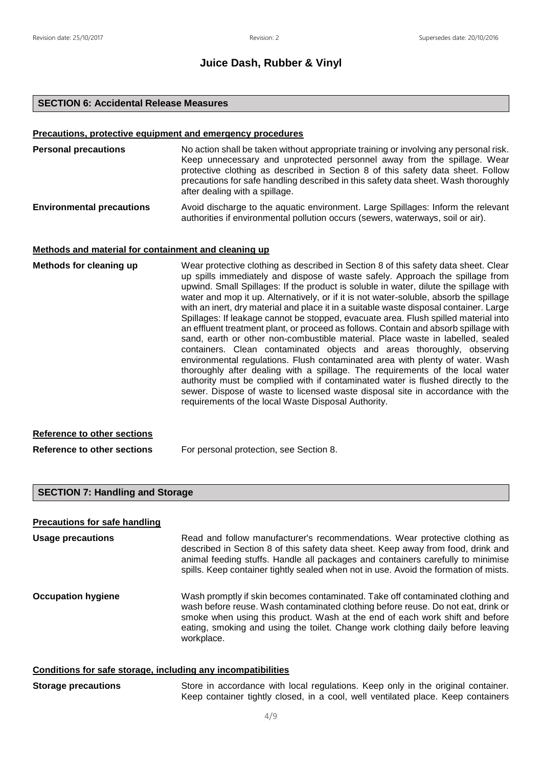# Juice Dash, Rubber & Vinyl

## SECTION 6: Accidental Release Measures

### Precautions, protective equipment and emergency procedures

**Personal precautions**

No action shall be taken without appropriate training or involving any personal risk. Keep unnecessary and unprotected personnel away from the spillage. Wear protective clothing as described in Section 8 of this safety data sheet. Follow precautions for safe handling described in this safety data sheet. Wash thoroughly after dealing with a spillage.

**Environmental precautions**

Avoid discharge to the aquatic environment. Large Spillages: Inform the relevant authorities if environmental pollution occurs (sewers, waterways, soil or air).

### Methods and material for containment and cleaning up

**Methods for cleaning up**

Wear protective clothing as described in Section 8 of this safety data sheet. Clear up spills immediately and dispose of waste safely. Approach the spillage from upwind. Small Spillages: If the product is soluble in water, dilute the spillage with water and mop it up. Alternatively, or if it is not water-soluble, absorb the spillage with an inert, dry material and place it in a suitable waste disposal container. Large Spillages: If leakage cannot be stopped, evacuate area. Flush spilled material into an effluent treatment plant, or proceed as follows. Contain and absorb spillage with sand, earth or other non-combustible material. Place waste in labelled, sealed containers. Clean contaminated objects and areas thoroughly, observing environmental regulations. Flush contaminated area with plenty of water. Wash thoroughly after dealing with a spillage. The requirements of the local water authority must be complied with if contaminated water is flushed directly to the sewer. Dispose of waste to licensed waste disposal site in accordance with the requirements of the local Waste Disposal Authority.

### Reference to other sections

**Reference to other sections**

For personal protection, see Section 8.

## SECTION 7: Handling and Storage

### Precautions for safe handling

**Usage precautions**

Read and follow manufacturer's recommendations. Wear protective clothing as described in Section 8 of this safety data sheet. Keep away from food, drink and animal feeding stuffs. Handle all packages and containers carefully to minimise spills. Keep container tightly sealed when not in use. Avoid the formation of mists.

**Occupation hygiene**

Wash promptly if skin becomes contaminated. Take off contaminated clothing and wash before reuse. Wash contaminated clothing before reuse. Do not eat, drink or smoke when using this product. Wash at the end of each work shift and before eating, smoking and using the toilet. Change work clothing daily before leaving workplace.

### Conditions for safe storage, including any incompatibilities

**Storage precautions**

Store in accordance with local regulations. Keep only in the original container. Keep container tightly closed, in a cool, well ventilated place. Keep containers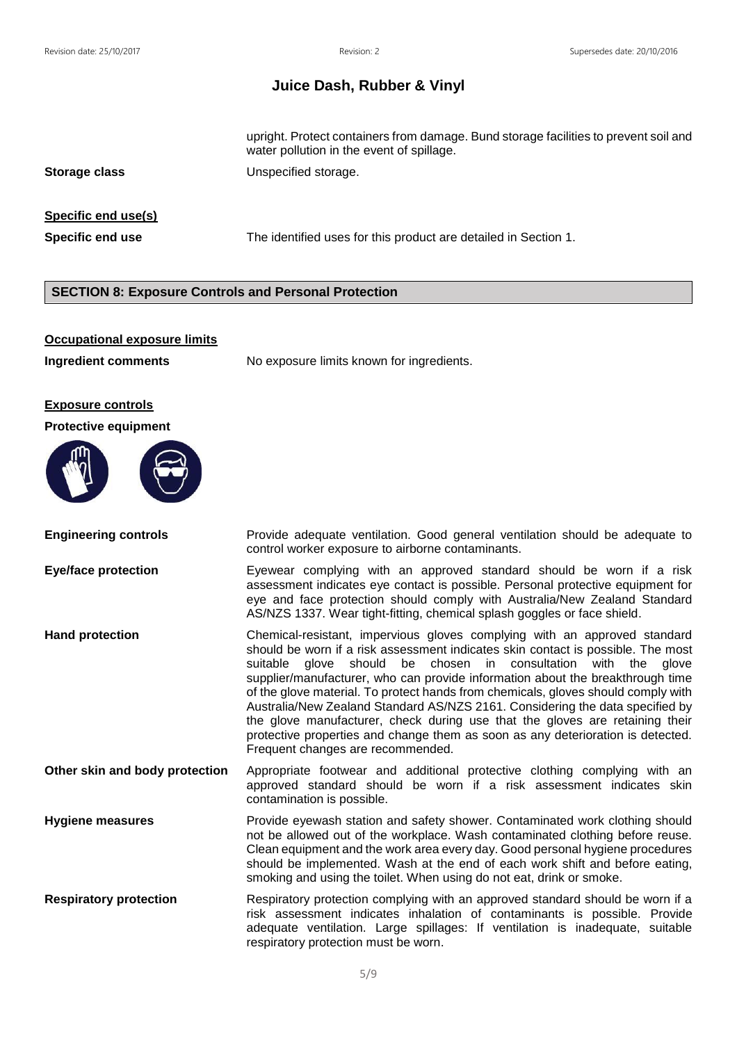upright. Protect containers from damage. Bund storage facilities to prevent soil and water pollution in the event of spillage.

**Storage class** Unspecified storage.

**Specific end use(s)**

**Specific end use** The identified uses for this product are detailed in Section 1.

## SECTION 8: Exposure Controls and Personal Protection

**Occupational exposure limits**

**Ingredient comments** No exposure limits known for ingredients.

**Exposure controls**

**Protective equipment**

**Engineering controls** Provide adequate ventilation. Good general ventilation should be adequate to control worker exposure to airborne contaminants.

**Eye/face protection** Eyewear complying with an approved standard should be worn if a risk assessment indicates eye contact is possible. Personal protective equipment for eye and face protection should comply with Australia/New Zealand Standard AS/NZS 1337. Wear tight-fitting, chemical splash goggles or face shield.

**Hand protection** Chemical-resistant, impervious gloves complying with an approved standard should be worn if a risk assessment indicates skin contact is possible. The most suitable glove should be chosen in consultation with the glove supplier/manufacturer, who can provide information about the breakthrough time of the glove material. To protect hands from chemicals, gloves should comply with Australia/New Zealand Standard AS/NZS 2161. Considering the data specified by the glove manufacturer, check during use that the gloves are retaining their protective properties and change them as soon as any deterioration is detected. Frequent changes are recommended.

**Other skin and body protection** Appropriate footwear and additional protective clothing complying with an approved standard should be worn if a risk assessment indicates skin contamination is possible.

**Hygiene measures** Provide eyewash station and safety shower. Contaminated work clothing should not be allowed out of the workplace. Wash contaminated clothing before reuse. Clean equipment and the work area every day. Good personal hygiene procedures should be implemented. Wash at the end of each work shift and before eating, smoking and using the toilet. When using do not eat, drink or smoke.

**Respiratory protection** Respiratory protection complying with an approved standard should be worn if a risk assessment indicates inhalation of contaminants is possible. Provide adequate ventilation. Large spillages: If ventilation is inadequate, suitable respiratory protection must be worn.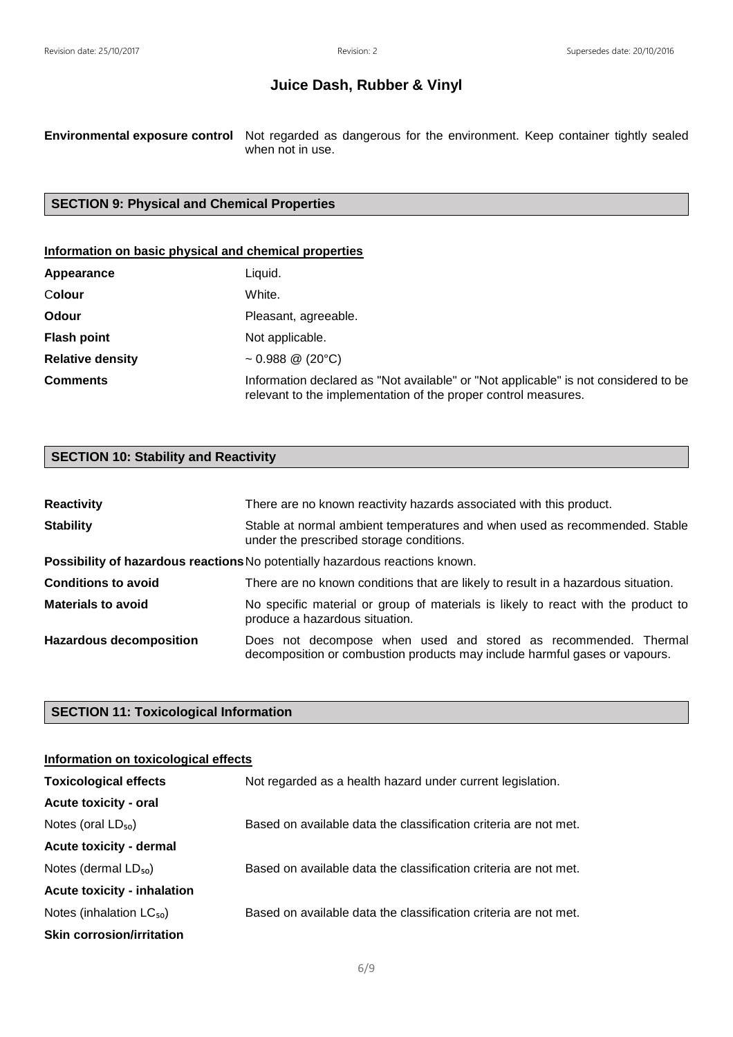**Environmental exposure control** Not regarded as dangerous for the environment. Keep container tightly sealed when not in use.

## SECTION 9: Physical and Chemical Properties

### Information on basic physical and chemical properties

| | |
|---|---|
| **Appearance** | Liquid. |
| **Colour** | White. |
| **Odour** | Pleasant, agreeable. |
| **Flash point** | Not applicable. |
| **Relative density** | ~ 0.988 @ (20°C) |
| **Comments** | Information declared as "Not available" or "Not applicable" is not considered to be relevant to the implementation of the proper control measures. |

## SECTION 10: Stability and Reactivity

| | |
|---|---|
| **Reactivity** | There are no known reactivity hazards associated with this product. |
| **Stability** | Stable at normal ambient temperatures and when used as recommended. Stable under the prescribed storage conditions. |
| **Possibility of hazardous reactions** | No potentially hazardous reactions known. |
| **Conditions to avoid** | There are no known conditions that are likely to result in a hazardous situation. |
| **Materials to avoid** | No specific material or group of materials is likely to react with the product to produce a hazardous situation. |
| **Hazardous decomposition** | Does not decompose when used and stored as recommended. Thermal decomposition or combustion products may include harmful gases or vapours. |

## SECTION 11: Toxicological Information

### Information on toxicological effects

| | |
|---|---|
| **Toxicological effects** | Not regarded as a health hazard under current legislation. |
| **Acute toxicity - oral** | |
| Notes (oral $LD_{50}$) | Based on available data the classification criteria are not met. |
| **Acute toxicity - dermal** | |
| Notes (dermal $LD_{50}$) | Based on available data the classification criteria are not met. |
| **Acute toxicity - inhalation** | |
| Notes (inhalation $LC_{50}$) | Based on available data the classification criteria are not met. |
| **Skin corrosion/irritation** | |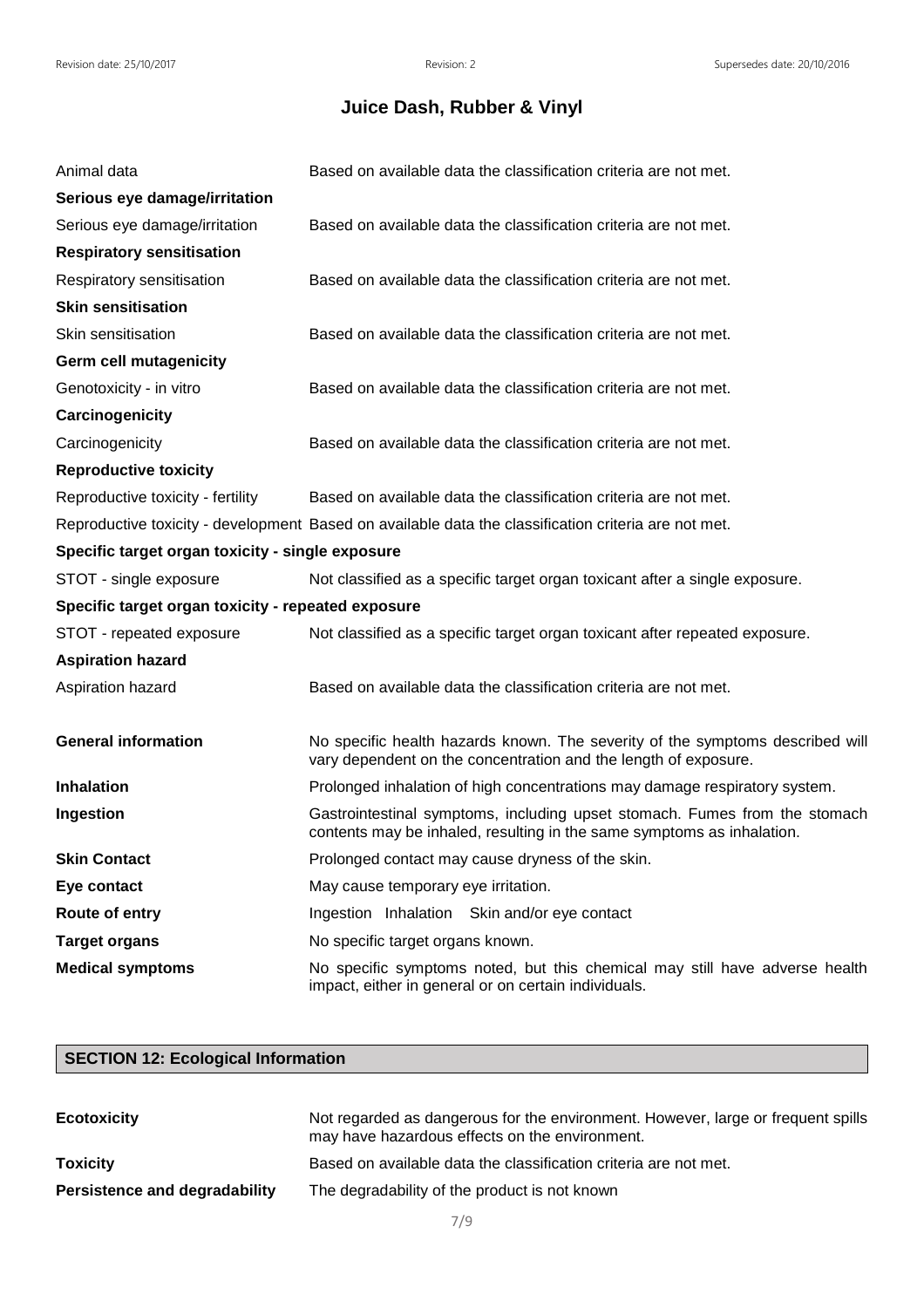# Juice Dash, Rubber & Vinyl

| | |
|---|---|
| Animal data | Based on available data the classification criteria are not met. |
| **Serious eye damage/irritation** | |
| Serious eye damage/irritation | Based on available data the classification criteria are not met. |
| **Respiratory sensitisation** | |
| Respiratory sensitisation | Based on available data the classification criteria are not met. |
| **Skin sensitisation** | |
| Skin sensitisation | Based on available data the classification criteria are not met. |
| **Germ cell mutagenicity** | |
| Genotoxicity - in vitro | Based on available data the classification criteria are not met. |
| **Carcinogenicity** | |
| Carcinogenicity | Based on available data the classification criteria are not met. |
| **Reproductive toxicity** | |
| Reproductive toxicity - fertility | Based on available data the classification criteria are not met. |
| Reproductive toxicity - development | Based on available data the classification criteria are not met. |
| **Specific target organ toxicity - single exposure** | |
| STOT - single exposure | Not classified as a specific target organ toxicant after a single exposure. |
| **Specific target organ toxicity - repeated exposure** | |
| STOT - repeated exposure | Not classified as a specific target organ toxicant after repeated exposure. |
| **Aspiration hazard** | |
| Aspiration hazard | Based on available data the classification criteria are not met. |

| | |
|---|---|
| **General information** | No specific health hazards known. The severity of the symptoms described will vary dependent on the concentration and the length of exposure. |
| **Inhalation** | Prolonged inhalation of high concentrations may damage respiratory system. |
| **Ingestion** | Gastrointestinal symptoms, including upset stomach. Fumes from the stomach contents may be inhaled, resulting in the same symptoms as inhalation. |
| **Skin Contact** | Prolonged contact may cause dryness of the skin. |
| **Eye contact** | May cause temporary eye irritation. |
| **Route of entry** | Ingestion Inhalation Skin and/or eye contact |
| **Target organs** | No specific target organs known. |
| **Medical symptoms** | No specific symptoms noted, but this chemical may still have adverse health impact, either in general or on certain individuals. |

## SECTION 12: Ecological Information

| | |
|---|---|
| **Ecotoxicity** | Not regarded as dangerous for the environment. However, large or frequent spills may have hazardous effects on the environment. |
| **Toxicity** | Based on available data the classification criteria are not met. |
| **Persistence and degradability** | The degradability of the product is not known |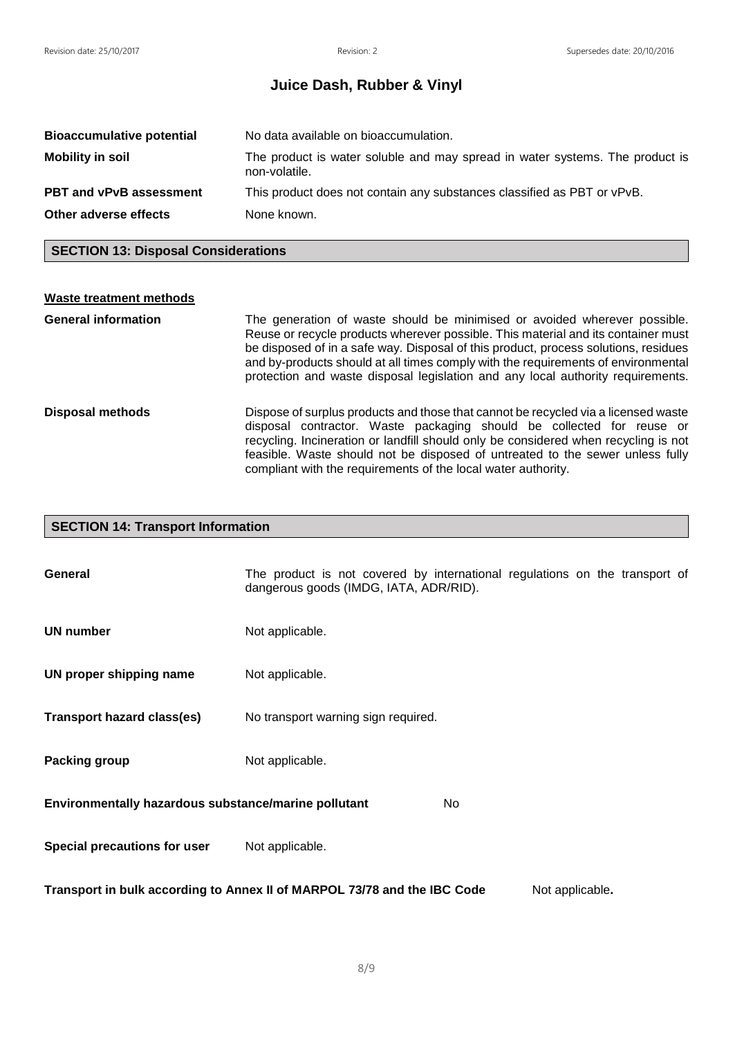**Bioaccumulative potential** No data available on bioaccumulation.

**Mobility in soil** The product is water soluble and may spread in water systems. The product is non-volatile.

**PBT and vPvB assessment** This product does not contain any substances classified as PBT or vPvB.

**Other adverse effects** None known.

## SECTION 13: Disposal Considerations

**Waste treatment methods**

**General information** The generation of waste should be minimised or avoided wherever possible. Reuse or recycle products wherever possible. This material and its container must be disposed of in a safe way. Disposal of this product, process solutions, residues and by-products should at all times comply with the requirements of environmental protection and waste disposal legislation and any local authority requirements.

**Disposal methods** Dispose of surplus products and those that cannot be recycled via a licensed waste disposal contractor. Waste packaging should be collected for reuse or recycling. Incineration or landfill should only be considered when recycling is not feasible. Waste should not be disposed of untreated to the sewer unless fully compliant with the requirements of the local water authority.

## SECTION 14: Transport Information

**General** The product is not covered by international regulations on the transport of dangerous goods (IMDG, IATA, ADR/RID).

**UN number** Not applicable.

**UN proper shipping name** Not applicable.

**Transport hazard class(es)** No transport warning sign required.

**Packing group** Not applicable.

**Environmentally hazardous substance/marine pollutant** No

**Special precautions for user** Not applicable.

**Transport in bulk according to Annex II of MARPOL 73/78 and the IBC Code** Not applicable**.**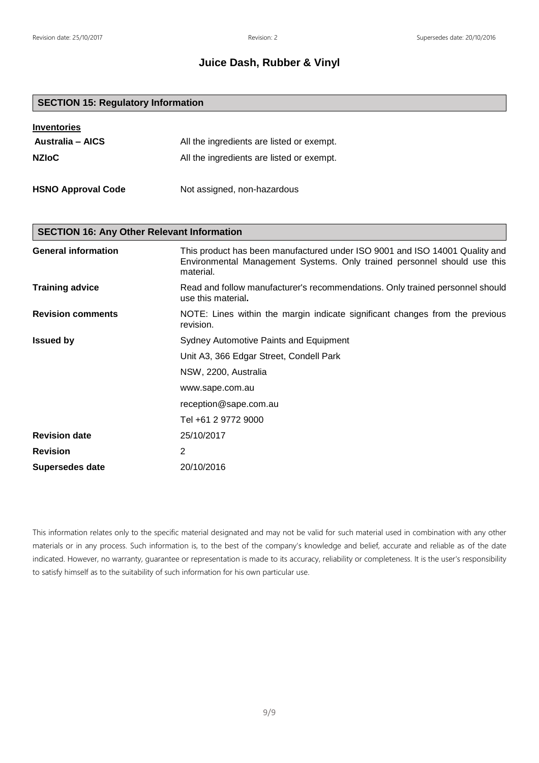# Juice Dash, Rubber & Vinyl

## SECTION 15: Regulatory Information

**Inventories**

| | |
|---|---|
| **Australia – AICS** | All the ingredients are listed or exempt. |
| **NZIoC** | All the ingredients are listed or exempt. |
| **HSNO Approval Code** | Not assigned, non-hazardous |

## SECTION 16: Any Other Relevant Information

| | |
|---|---|
| **General information** | This product has been manufactured under ISO 9001 and ISO 14001 Quality and Environmental Management Systems. Only trained personnel should use this material. |
| **Training advice** | Read and follow manufacturer's recommendations. Only trained personnel should use this material**.** |
| **Revision comments** | NOTE: Lines within the margin indicate significant changes from the previous revision. |
| **Issued by** | Sydney Automotive Paints and Equipment<br>Unit A3, 366 Edgar Street, Condell Park<br>NSW, 2200, Australia<br>www.sape.com.au<br>reception@sape.com.au<br>Tel +61 2 9772 9000 |
| **Revision date** | 25/10/2017 |
| **Revision** | 2 |
| **Supersedes date** | 20/10/2016 |

This information relates only to the specific material designated and may not be valid for such material used in combination with any other materials or in any process. Such information is, to the best of the company's knowledge and belief, accurate and reliable as of the date indicated. However, no warranty, guarantee or representation is made to its accuracy, reliability or completeness. It is the user's responsibility to satisfy himself as to the suitability of such information for his own particular use.